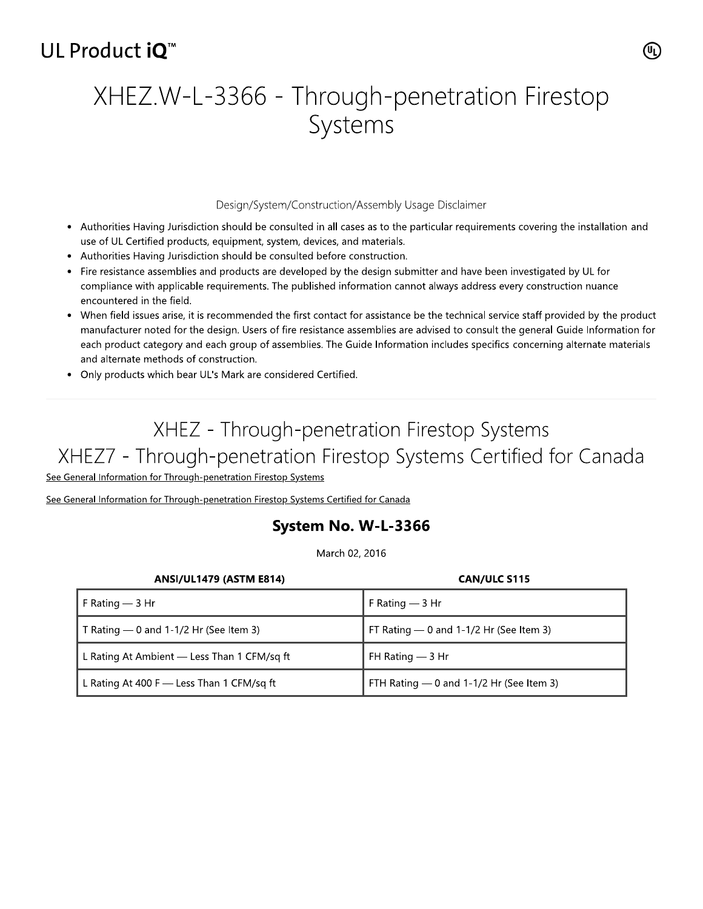UL Product iQ™

# XHEZ.W-L-3366 - Through-penetration Firestop Systems

Design/System/Construction/Assembly Usage Disclaimer

- Authorities Having Jurisdiction should be consulted in all cases as to the particular requirements covering the installation and use of UL Certified products, equipment, system, devices, and materials.
- Authorities Having Jurisdiction should be consulted before construction.
- Fire resistance assemblies and products are developed by the design submitter and have been investigated by UL for compliance with applicable requirements. The published information cannot always address every construction nuance encountered in the field.
- When field issues arise, it is recommended the first contact for assistance be the technical service staff provided by the product manufacturer noted for the design. Users of fire resistance assemblies are advised to consult the general Guide Information for each product category and each group of assemblies. The Guide Information includes specifics concerning alternate materials and alternate methods of construction.
- Only products which bear UL's Mark are considered Certified.

## XHEZ - Through-penetration Firestop Systems
## XHEZ7 - Through-penetration Firestop Systems Certified for Canada

See General Information for Through-penetration Firestop Systems

See General Information for Through-penetration Firestop Systems Certified for Canada

### System No. W-L-3366

March 02, 2016

| ANSI/UL1479 (ASTM E814) | CAN/ULC S115 |
|---|---|
| F Rating — 3 Hr | F Rating — 3 Hr |
| T Rating — 0 and 1-1/2 Hr (See Item 3) | FT Rating — 0 and 1-1/2 Hr (See Item 3) |
| L Rating At Ambient — Less Than 1 CFM/sq ft | FH Rating — 3 Hr |
| L Rating At 400 F — Less Than 1 CFM/sq ft | FTH Rating — 0 and 1-1/2 Hr (See Item 3) |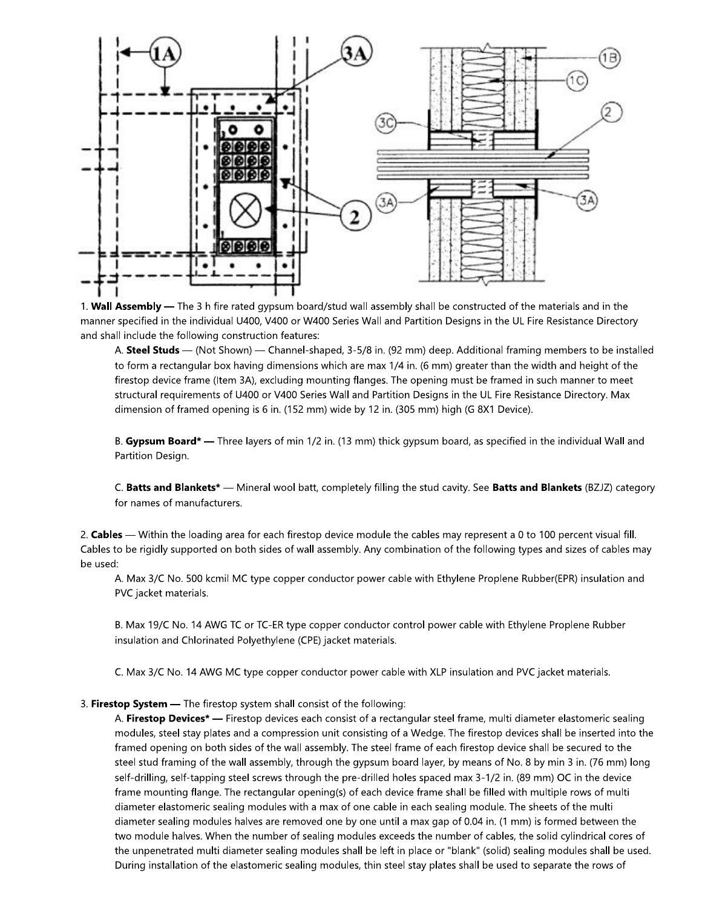1. **Wall Assembly** — The 3 h fire rated gypsum board/stud wall assembly shall be constructed of the materials and in the manner specified in the individual U400, V400 or W400 Series Wall and Partition Designs in the UL Fire Resistance Directory and shall include the following construction features:

   A. **Steel Studs** — (Not Shown) — Channel-shaped, 3-5/8 in. (92 mm) deep. Additional framing members to be installed to form a rectangular box having dimensions which are max 1/4 in. (6 mm) greater than the width and height of the firestop device frame (Item 3A), excluding mounting flanges. The opening must be framed in such manner to meet structural requirements of U400 or V400 Series Wall and Partition Designs in the UL Fire Resistance Directory. Max dimension of framed opening is 6 in. (152 mm) wide by 12 in. (305 mm) high (G 8X1 Device).

   B. **Gypsum Board*** — Three layers of min 1/2 in. (13 mm) thick gypsum board, as specified in the individual Wall and Partition Design.

   C. **Batts and Blankets*** — Mineral wool batt, completely filling the stud cavity. See **Batts and Blankets** (BZJZ) category for names of manufacturers.

2. **Cables** — Within the loading area for each firestop device module the cables may represent a 0 to 100 percent visual fill. Cables to be rigidly supported on both sides of wall assembly. Any combination of the following types and sizes of cables may be used:

   A. Max 3/C No. 500 kcmil MC type copper conductor power cable with Ethylene Proplene Rubber(EPR) insulation and PVC jacket materials.

   B. Max 19/C No. 14 AWG TC or TC-ER type copper conductor control power cable with Ethylene Proplene Rubber insulation and Chlorinated Polyethylene (CPE) jacket materials.

   C. Max 3/C No. 14 AWG MC type copper conductor power cable with XLP insulation and PVC jacket materials.

3. **Firestop System** — The firestop system shall consist of the following:

   A. **Firestop Devices*** — Firestop devices each consist of a rectangular steel frame, multi diameter elastomeric sealing modules, steel stay plates and a compression unit consisting of a Wedge. The firestop devices shall be inserted into the framed opening on both sides of the wall assembly. The steel frame of each firestop device shall be secured to the steel stud framing of the wall assembly, through the gypsum board layer, by means of No. 8 by min 3 in. (76 mm) long self-drilling, self-tapping steel screws through the pre-drilled holes spaced max 3-1/2 in. (89 mm) OC in the device frame mounting flange. The rectangular opening(s) of each device frame shall be filled with multiple rows of multi diameter elastomeric sealing modules with a max of one cable in each sealing module. The sheets of the multi diameter sealing modules halves are removed one by one until a max gap of 0.04 in. (1 mm) is formed between the two module halves. When the number of sealing modules exceeds the number of cables, the solid cylindrical cores of the unpenetrated multi diameter sealing modules shall be left in place or "blank" (solid) sealing modules shall be used. During installation of the elastomeric sealing modules, thin steel stay plates shall be used to separate the rows of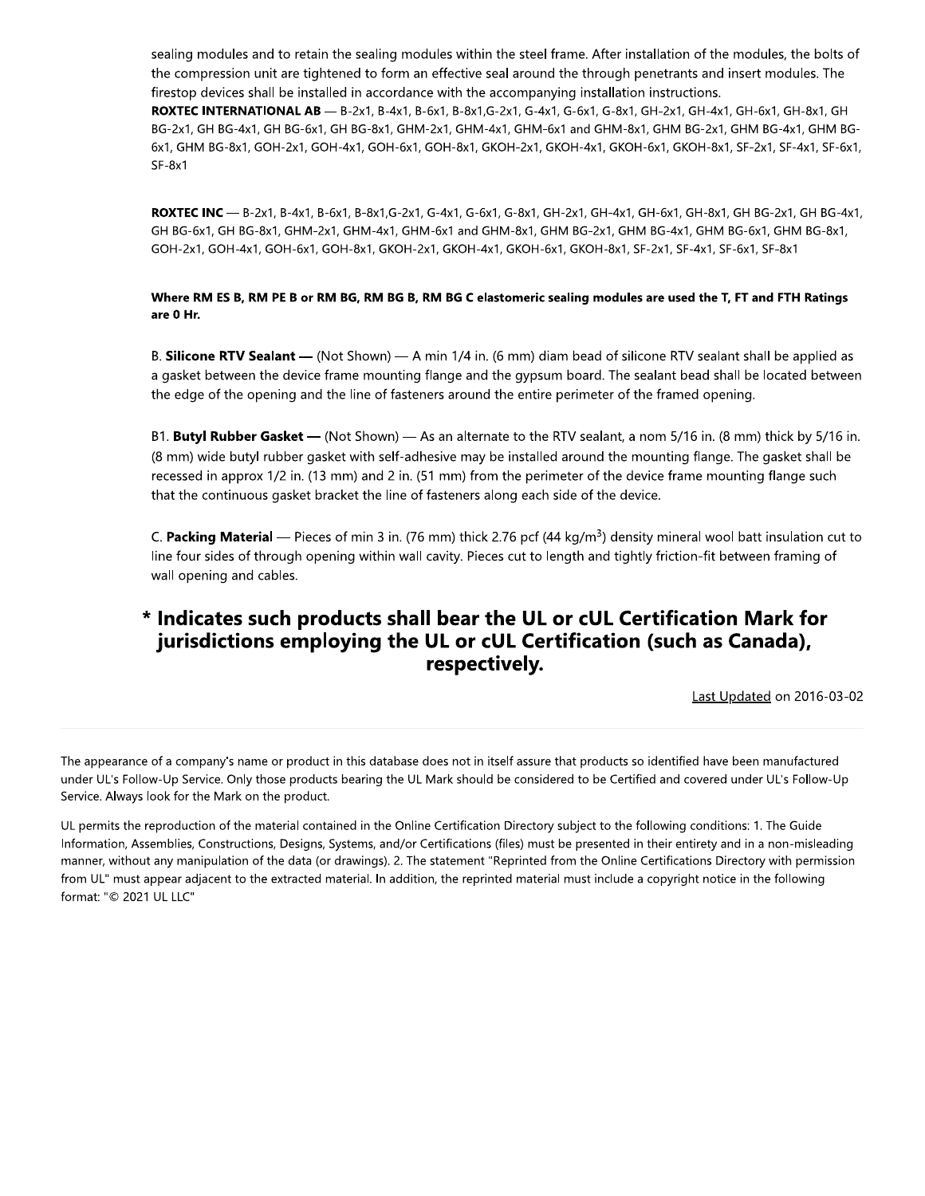sealing modules and to retain the sealing modules within the steel frame. After installation of the modules, the bolts of the compression unit are tightened to form an effective seal around the through penetrants and insert modules. The firestop devices shall be installed in accordance with the accompanying installation instructions.
**ROXTEC INTERNATIONAL AB** — B-2x1, B-4x1, B-6x1, B-8x1,G-2x1, G-4x1, G-6x1, G-8x1, GH-2x1, GH-4x1, GH-6x1, GH-8x1, GH BG-2x1, GH BG-4x1, GH BG-6x1, GH BG-8x1, GHM-2x1, GHM-4x1, GHM-6x1 and GHM-8x1, GHM BG-2x1, GHM BG-4x1, GHM BG-6x1, GHM BG-8x1, GOH-2x1, GOH-4x1, GOH-6x1, GOH-8x1, GKOH-2x1, GKOH-4x1, GKOH-6x1, GKOH-8x1, SF-2x1, SF-4x1, SF-6x1, SF-8x1

**ROXTEC INC** — B-2x1, B-4x1, B-6x1, B-8x1,G-2x1, G-4x1, G-6x1, G-8x1, GH-2x1, GH-4x1, GH-6x1, GH-8x1, GH BG-2x1, GH BG-4x1, GH BG-6x1, GH BG-8x1, GHM-2x1, GHM-4x1, GHM-6x1 and GHM-8x1, GHM BG-2x1, GHM BG-4x1, GHM BG-6x1, GHM BG-8x1, GOH-2x1, GOH-4x1, GOH-6x1, GOH-8x1, GKOH-2x1, GKOH-4x1, GKOH-6x1, GKOH-8x1, SF-2x1, SF-4x1, SF-6x1, SF-8x1

**Where RM ES B, RM PE B or RM BG, RM BG B, RM BG C elastomeric sealing modules are used the T, FT and FTH Ratings are 0 Hr.**

B. **Silicone RTV Sealant —** (Not Shown) — A min 1/4 in. (6 mm) diam bead of silicone RTV sealant shall be applied as a gasket between the device frame mounting flange and the gypsum board. The sealant bead shall be located between the edge of the opening and the line of fasteners around the entire perimeter of the framed opening.

B1. **Butyl Rubber Gasket —** (Not Shown) — As an alternate to the RTV sealant, a nom 5/16 in. (8 mm) thick by 5/16 in. (8 mm) wide butyl rubber gasket with self-adhesive may be installed around the mounting flange. The gasket shall be recessed in approx 1/2 in. (13 mm) and 2 in. (51 mm) from the perimeter of the device frame mounting flange such that the continuous gasket bracket the line of fasteners along each side of the device.

C. **Packing Material** — Pieces of min 3 in. (76 mm) thick 2.76 pcf (44 kg/m$^3$) density mineral wool batt insulation cut to line four sides of through opening within wall cavity. Pieces cut to length and tightly friction-fit between framing of wall opening and cables.

## * Indicates such products shall bear the UL or cUL Certification Mark for jurisdictions employing the UL or cUL Certification (such as Canada), respectively.

Last Updated on 2016-03-02

The appearance of a company's name or product in this database does not in itself assure that products so identified have been manufactured under UL's Follow-Up Service. Only those products bearing the UL Mark should be considered to be Certified and covered under UL's Follow-Up Service. Always look for the Mark on the product.

UL permits the reproduction of the material contained in the Online Certification Directory subject to the following conditions: 1. The Guide Information, Assemblies, Constructions, Designs, Systems, and/or Certifications (files) must be presented in their entirety and in a non-misleading manner, without any manipulation of the data (or drawings). 2. The statement "Reprinted from the Online Certifications Directory with permission from UL" must appear adjacent to the extracted material. In addition, the reprinted material must include a copyright notice in the following format: "© 2021 UL LLC"